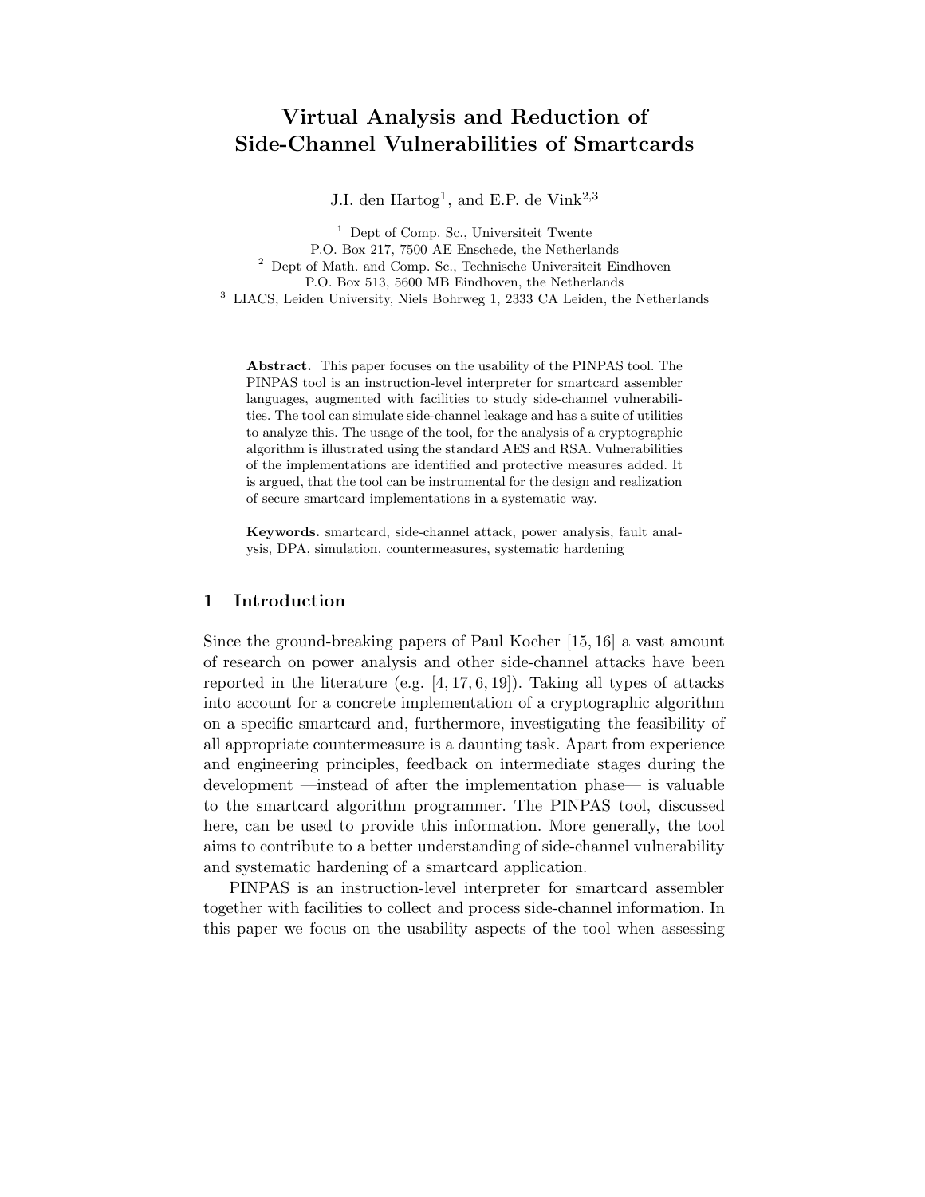# Virtual Analysis and Reduction of Side-Channel Vulnerabilities of Smartcards

J.I. den Hartog[1], and E.P. de Vink[2,3]

[1] Dept of Comp. Sc., Universiteit Twente
P.O. Box 217, 7500 AE Enschede, the Netherlands

[2] Dept of Math. and Comp. Sc., Technische Universiteit Eindhoven
P.O. Box 513, 5600 MB Eindhoven, the Netherlands

[3] LIACS, Leiden University, Niels Bohrweg 1, 2333 CA Leiden, the Netherlands

**Abstract.** This paper focuses on the usability of the PINPAS tool. The PINPAS tool is an instruction-level interpreter for smartcard assembler languages, augmented with facilities to study side-channel vulnerabilities. The tool can simulate side-channel leakage and has a suite of utilities to analyze this. The usage of the tool, for the analysis of a cryptographic algorithm is illustrated using the standard AES and RSA. Vulnerabilities of the implementations are identified and protective measures added. It is argued, that the tool can be instrumental for the design and realization of secure smartcard implementations in a systematic way.

**Keywords.** smartcard, side-channel attack, power analysis, fault analysis, DPA, simulation, countermeasures, systematic hardening

## 1 Introduction

Since the ground-breaking papers of Paul Kocher [15, 16] a vast amount of research on power analysis and other side-channel attacks have been reported in the literature (e.g. [4, 17, 6, 19]). Taking all types of attacks into account for a concrete implementation of a cryptographic algorithm on a specific smartcard and, furthermore, investigating the feasibility of all appropriate countermeasure is a daunting task. Apart from experience and engineering principles, feedback on intermediate stages during the development —instead of after the implementation phase— is valuable to the smartcard algorithm programmer. The PINPAS tool, discussed here, can be used to provide this information. More generally, the tool aims to contribute to a better understanding of side-channel vulnerability and systematic hardening of a smartcard application.

PINPAS is an instruction-level interpreter for smartcard assembler together with facilities to collect and process side-channel information. In this paper we focus on the usability aspects of the tool when assessing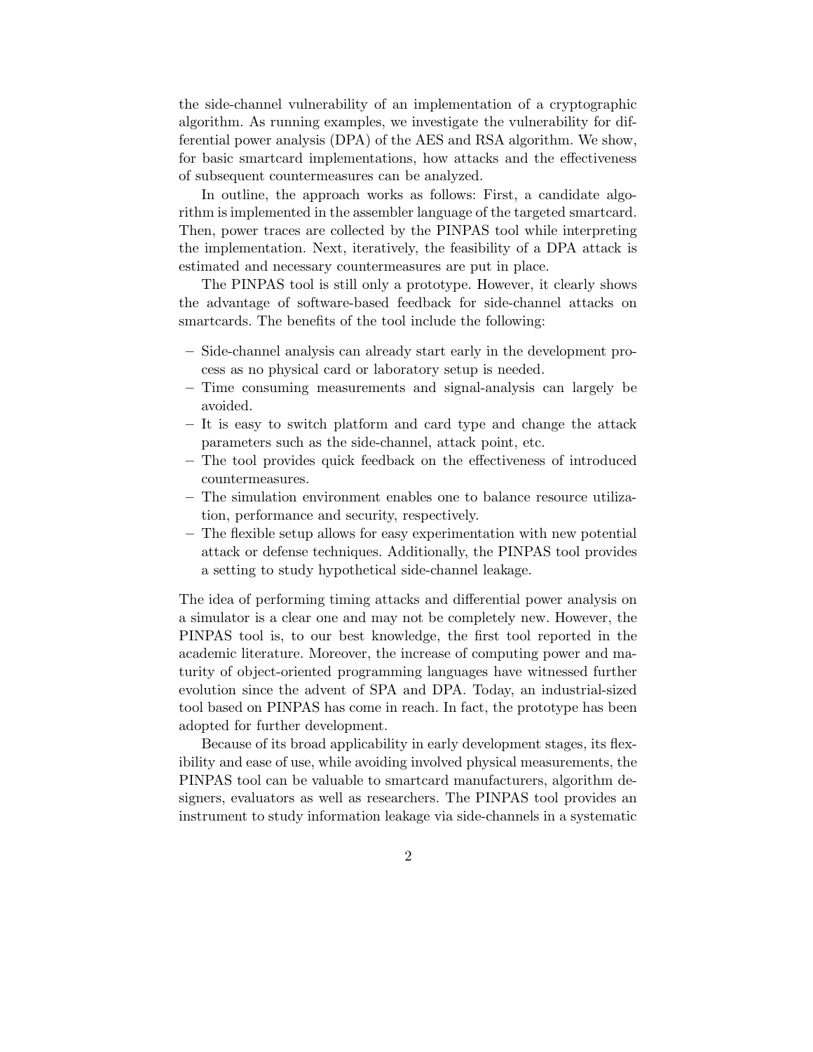the side-channel vulnerability of an implementation of a cryptographic algorithm. As running examples, we investigate the vulnerability for differential power analysis (DPA) of the AES and RSA algorithm. We show, for basic smartcard implementations, how attacks and the effectiveness of subsequent countermeasures can be analyzed.

In outline, the approach works as follows: First, a candidate algorithm is implemented in the assembler language of the targeted smartcard. Then, power traces are collected by the PINPAS tool while interpreting the implementation. Next, iteratively, the feasibility of a DPA attack is estimated and necessary countermeasures are put in place.

The PINPAS tool is still only a prototype. However, it clearly shows the advantage of software-based feedback for side-channel attacks on smartcards. The benefits of the tool include the following:

- Side-channel analysis can already start early in the development process as no physical card or laboratory setup is needed.
- Time consuming measurements and signal-analysis can largely be avoided.
- It is easy to switch platform and card type and change the attack parameters such as the side-channel, attack point, etc.
- The tool provides quick feedback on the effectiveness of introduced countermeasures.
- The simulation environment enables one to balance resource utilization, performance and security, respectively.
- The flexible setup allows for easy experimentation with new potential attack or defense techniques. Additionally, the PINPAS tool provides a setting to study hypothetical side-channel leakage.

The idea of performing timing attacks and differential power analysis on a simulator is a clear one and may not be completely new. However, the PINPAS tool is, to our best knowledge, the first tool reported in the academic literature. Moreover, the increase of computing power and maturity of object-oriented programming languages have witnessed further evolution since the advent of SPA and DPA. Today, an industrial-sized tool based on PINPAS has come in reach. In fact, the prototype has been adopted for further development.

Because of its broad applicability in early development stages, its flexibility and ease of use, while avoiding involved physical measurements, the PINPAS tool can be valuable to smartcard manufacturers, algorithm designers, evaluators as well as researchers. The PINPAS tool provides an instrument to study information leakage via side-channels in a systematic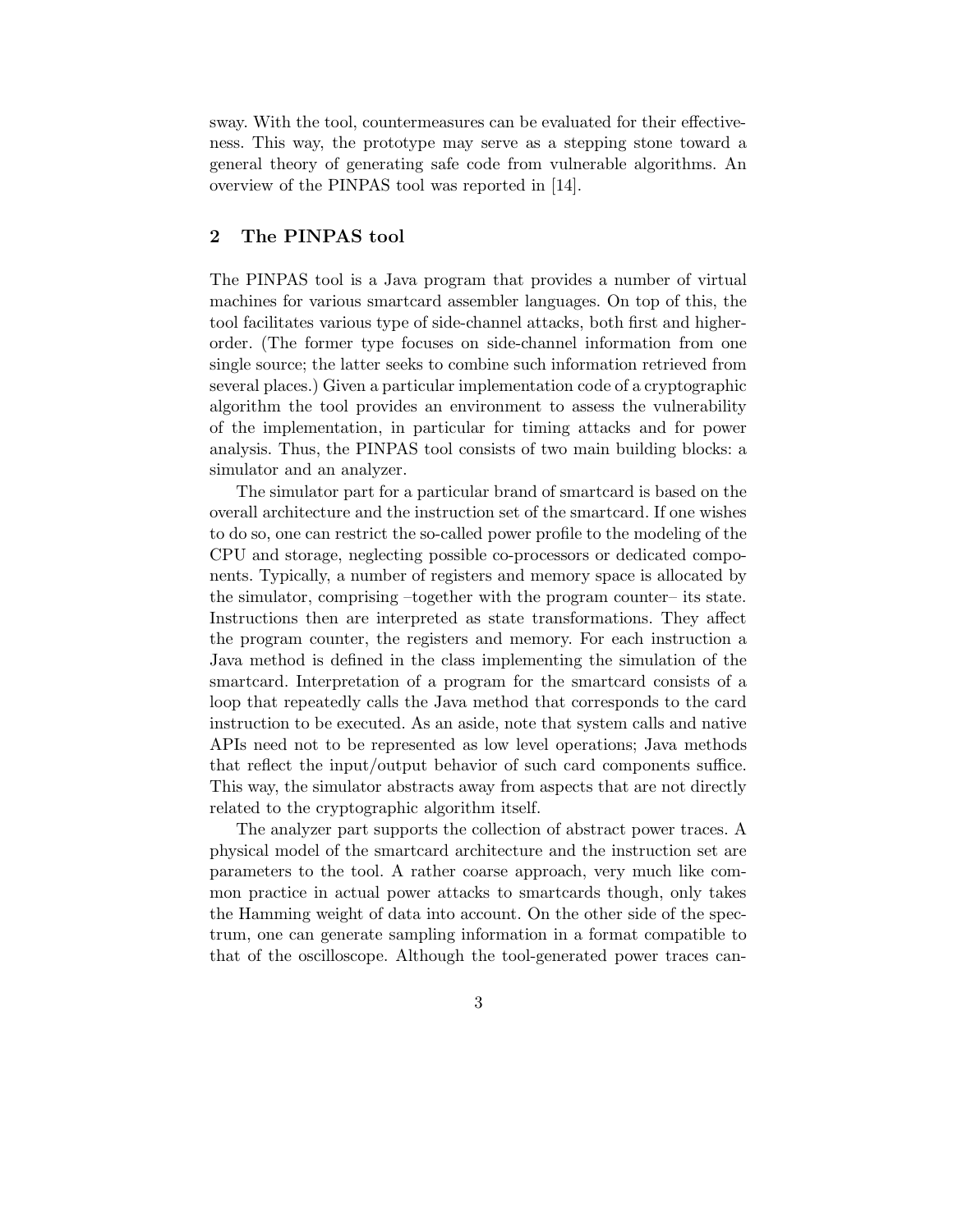sway. With the tool, countermeasures can be evaluated for their effectiveness. This way, the prototype may serve as a stepping stone toward a general theory of generating safe code from vulnerable algorithms. An overview of the PINPAS tool was reported in [14].

## 2 The PINPAS tool

The PINPAS tool is a Java program that provides a number of virtual machines for various smartcard assembler languages. On top of this, the tool facilitates various type of side-channel attacks, both first and higher-order. (The former type focuses on side-channel information from one single source; the latter seeks to combine such information retrieved from several places.) Given a particular implementation code of a cryptographic algorithm the tool provides an environment to assess the vulnerability of the implementation, in particular for timing attacks and for power analysis. Thus, the PINPAS tool consists of two main building blocks: a simulator and an analyzer.

The simulator part for a particular brand of smartcard is based on the overall architecture and the instruction set of the smartcard. If one wishes to do so, one can restrict the so-called power profile to the modeling of the CPU and storage, neglecting possible co-processors or dedicated components. Typically, a number of registers and memory space is allocated by the simulator, comprising –together with the program counter– its state. Instructions then are interpreted as state transformations. They affect the program counter, the registers and memory. For each instruction a Java method is defined in the class implementing the simulation of the smartcard. Interpretation of a program for the smartcard consists of a loop that repeatedly calls the Java method that corresponds to the card instruction to be executed. As an aside, note that system calls and native APIs need not to be represented as low level operations; Java methods that reflect the input/output behavior of such card components suffice. This way, the simulator abstracts away from aspects that are not directly related to the cryptographic algorithm itself.

The analyzer part supports the collection of abstract power traces. A physical model of the smartcard architecture and the instruction set are parameters to the tool. A rather coarse approach, very much like common practice in actual power attacks to smartcards though, only takes the Hamming weight of data into account. On the other side of the spectrum, one can generate sampling information in a format compatible to that of the oscilloscope. Although the tool-generated power traces can-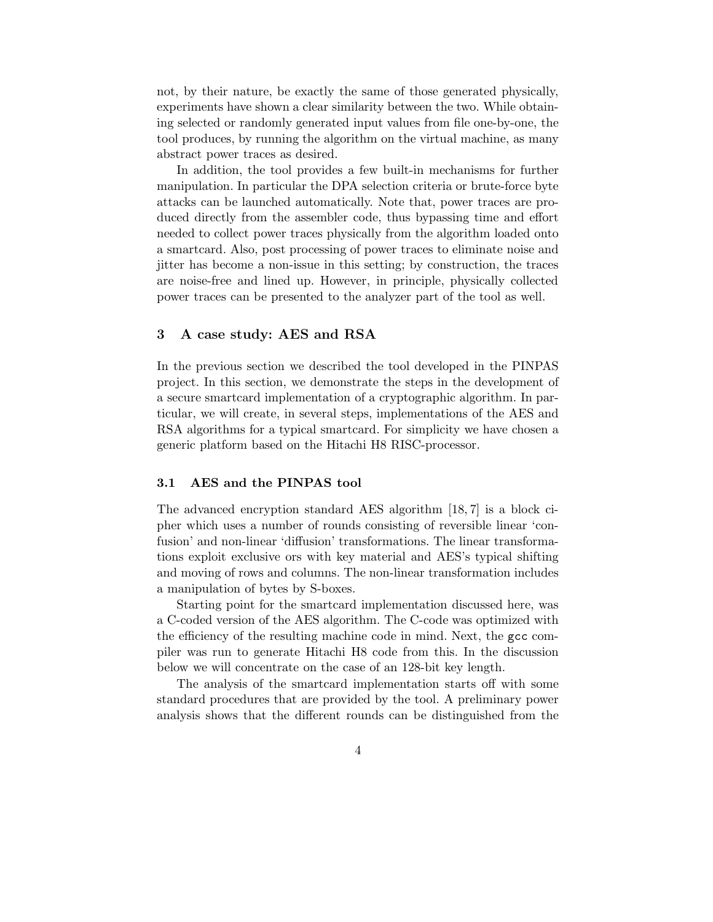not, by their nature, be exactly the same of those generated physically, experiments have shown a clear similarity between the two. While obtaining selected or randomly generated input values from file one-by-one, the tool produces, by running the algorithm on the virtual machine, as many abstract power traces as desired.

In addition, the tool provides a few built-in mechanisms for further manipulation. In particular the DPA selection criteria or brute-force byte attacks can be launched automatically. Note that, power traces are produced directly from the assembler code, thus bypassing time and effort needed to collect power traces physically from the algorithm loaded onto a smartcard. Also, post processing of power traces to eliminate noise and jitter has become a non-issue in this setting; by construction, the traces are noise-free and lined up. However, in principle, physically collected power traces can be presented to the analyzer part of the tool as well.

## 3 A case study: AES and RSA

In the previous section we described the tool developed in the PINPAS project. In this section, we demonstrate the steps in the development of a secure smartcard implementation of a cryptographic algorithm. In particular, we will create, in several steps, implementations of the AES and RSA algorithms for a typical smartcard. For simplicity we have chosen a generic platform based on the Hitachi H8 RISC-processor.

### 3.1 AES and the PINPAS tool

The advanced encryption standard AES algorithm [18, 7] is a block cipher which uses a number of rounds consisting of reversible linear 'confusion' and non-linear 'diffusion' transformations. The linear transformations exploit exclusive ors with key material and AES's typical shifting and moving of rows and columns. The non-linear transformation includes a manipulation of bytes by S-boxes.

Starting point for the smartcard implementation discussed here, was a C-coded version of the AES algorithm. The C-code was optimized with the efficiency of the resulting machine code in mind. Next, the `gcc` compiler was run to generate Hitachi H8 code from this. In the discussion below we will concentrate on the case of an 128-bit key length.

The analysis of the smartcard implementation starts off with some standard procedures that are provided by the tool. A preliminary power analysis shows that the different rounds can be distinguished from the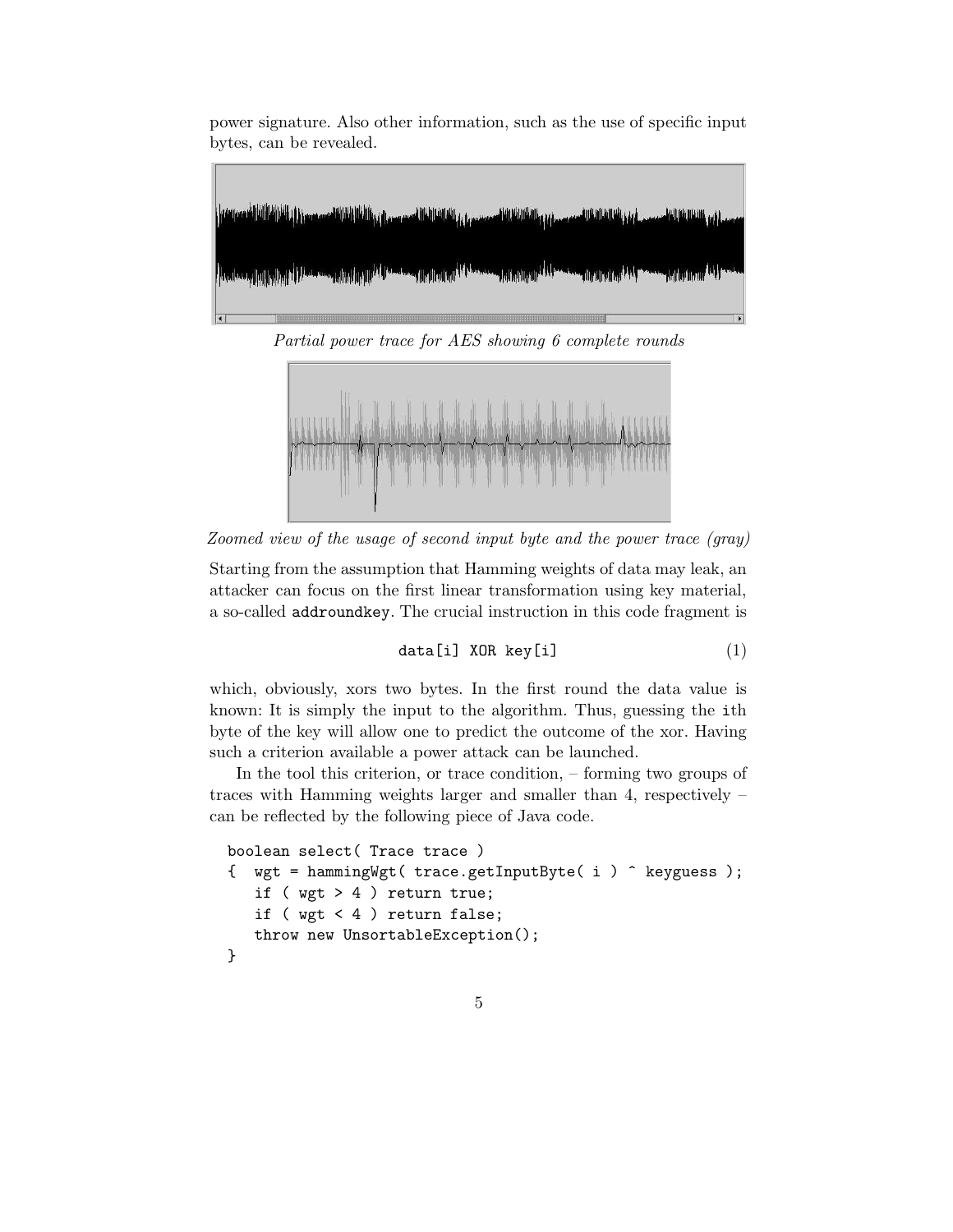power signature. Also other information, such as the use of specific input bytes, can be revealed.

*Partial power trace for AES showing 6 complete rounds*

*Zoomed view of the usage of second input byte and the power trace (gray)*

Starting from the assumption that Hamming weights of data may leak, an attacker can focus on the first linear transformation using key material, a so-called `addroundkey`. The crucial instruction in this code fragment is

```
data[i] XOR key[i]                                        (1)
```

which, obviously, xors two bytes. In the first round the data value is known: It is simply the input to the algorithm. Thus, guessing the `i`th byte of the key will allow one to predict the outcome of the xor. Having such a criterion available a power attack can be launched.

In the tool this criterion, or trace condition, – forming two groups of traces with Hamming weights larger and smaller than 4, respectively – can be reflected by the following piece of Java code.

```
boolean select( Trace trace )
{  wgt = hammingWgt( trace.getInputByte( i ) ^ keyguess );
   if ( wgt > 4 ) return true;
   if ( wgt < 4 ) return false;
   throw new UnsortableException();
}
```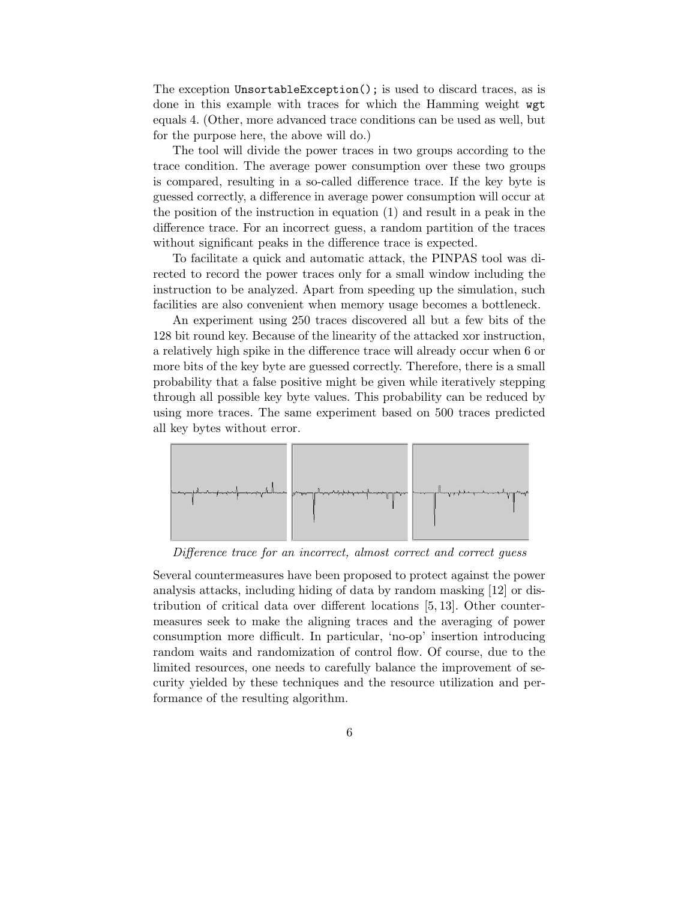The exception `UnsortableException();` is used to discard traces, as is done in this example with traces for which the Hamming weight `wgt` equals 4. (Other, more advanced trace conditions can be used as well, but for the purpose here, the above will do.)

The tool will divide the power traces in two groups according to the trace condition. The average power consumption over these two groups is compared, resulting in a so-called difference trace. If the key byte is guessed correctly, a difference in average power consumption will occur at the position of the instruction in equation (1) and result in a peak in the difference trace. For an incorrect guess, a random partition of the traces without significant peaks in the difference trace is expected.

To facilitate a quick and automatic attack, the PINPAS tool was directed to record the power traces only for a small window including the instruction to be analyzed. Apart from speeding up the simulation, such facilities are also convenient when memory usage becomes a bottleneck.

An experiment using 250 traces discovered all but a few bits of the 128 bit round key. Because of the linearity of the attacked xor instruction, a relatively high spike in the difference trace will already occur when 6 or more bits of the key byte are guessed correctly. Therefore, there is a small probability that a false positive might be given while iteratively stepping through all possible key byte values. This probability can be reduced by using more traces. The same experiment based on 500 traces predicted all key bytes without error.

*Difference trace for an incorrect, almost correct and correct guess*

Several countermeasures have been proposed to protect against the power analysis attacks, including hiding of data by random masking [12] or distribution of critical data over different locations [5, 13]. Other countermeasures seek to make the aligning traces and the averaging of power consumption more difficult. In particular, 'no-op' insertion introducing random waits and randomization of control flow. Of course, due to the limited resources, one needs to carefully balance the improvement of security yielded by these techniques and the resource utilization and performance of the resulting algorithm.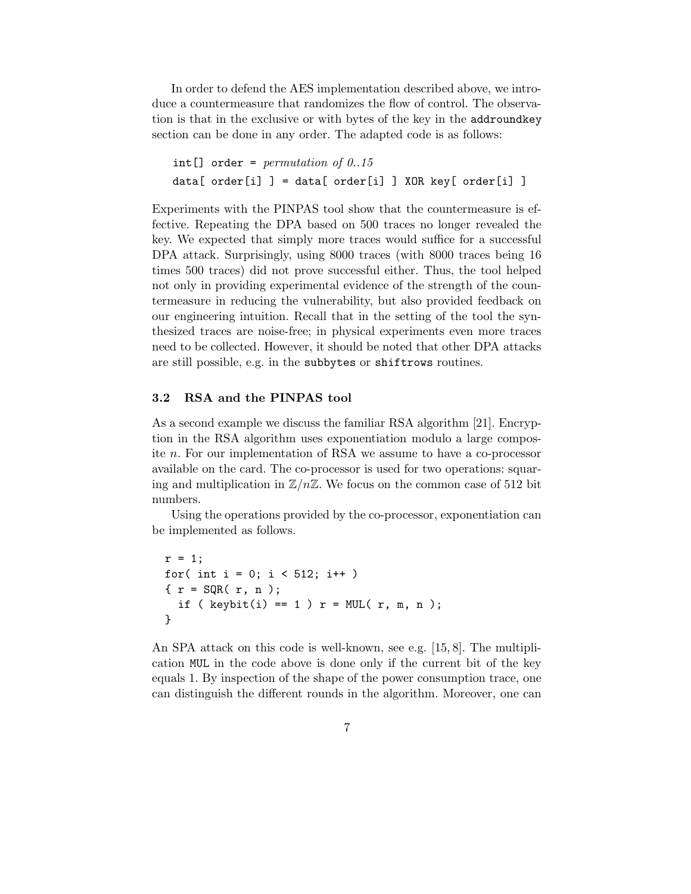In order to defend the AES implementation described above, we introduce a countermeasure that randomizes the flow of control. The observation is that in the exclusive or with bytes of the key in the `addroundkey` section can be done in any order. The adapted code is as follows:

```
int[] order = permutation of 0..15
data[ order[i] ] = data[ order[i] ] XOR key[ order[i] ]
```

Experiments with the PINPAS tool show that the countermeasure is effective. Repeating the DPA based on 500 traces no longer revealed the key. We expected that simply more traces would suffice for a successful DPA attack. Surprisingly, using 8000 traces (with 8000 traces being 16 times 500 traces) did not prove successful either. Thus, the tool helped not only in providing experimental evidence of the strength of the countermeasure in reducing the vulnerability, but also provided feedback on our engineering intuition. Recall that in the setting of the tool the synthesized traces are noise-free; in physical experiments even more traces need to be collected. However, it should be noted that other DPA attacks are still possible, e.g. in the `subbytes` or `shiftrows` routines.

### 3.2 RSA and the PINPAS tool

As a second example we discuss the familiar RSA algorithm [21]. Encryption in the RSA algorithm uses exponentiation modulo a large composite $n$. For our implementation of RSA we assume to have a co-processor available on the card. The co-processor is used for two operations: squaring and multiplication in $\mathbb{Z}/n\mathbb{Z}$. We focus on the common case of 512 bit numbers.

Using the operations provided by the co-processor, exponentiation can be implemented as follows.

```
r = 1;
for( int i = 0; i < 512; i++ )
{ r = SQR( r, n );
  if ( keybit(i) == 1 ) r = MUL( r, m, n );
}
```

An SPA attack on this code is well-known, see e.g. [15, 8]. The multiplication `MUL` in the code above is done only if the current bit of the key equals 1. By inspection of the shape of the power consumption trace, one can distinguish the different rounds in the algorithm. Moreover, one can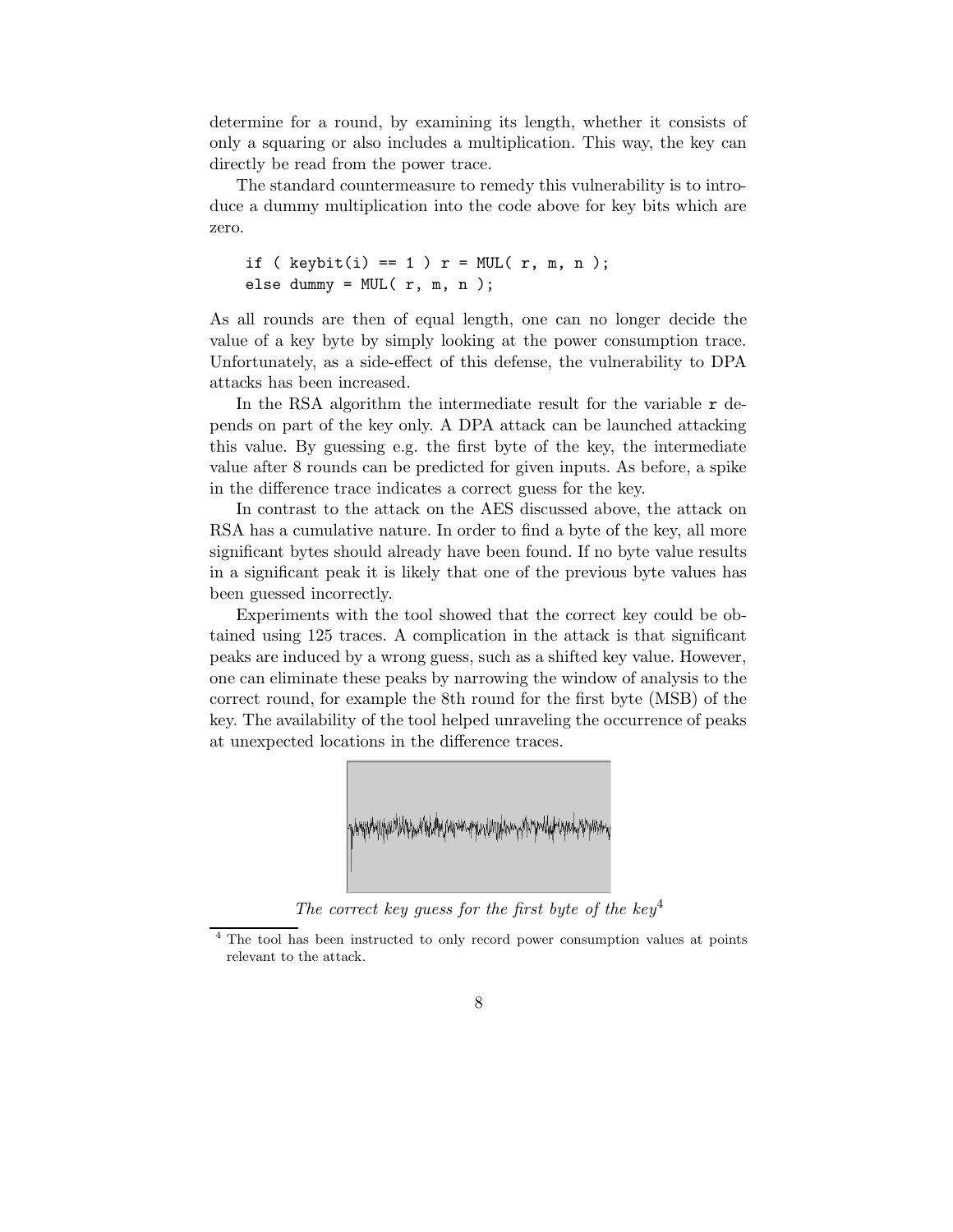determine for a round, by examining its length, whether it consists of only a squaring or also includes a multiplication. This way, the key can directly be read from the power trace.

The standard countermeasure to remedy this vulnerability is to introduce a dummy multiplication into the code above for key bits which are zero.

```
if ( keybit(i) == 1 ) r = MUL( r, m, n );
else dummy = MUL( r, m, n );
```

As all rounds are then of equal length, one can no longer decide the value of a key byte by simply looking at the power consumption trace. Unfortunately, as a side-effect of this defense, the vulnerability to DPA attacks has been increased.

In the RSA algorithm the intermediate result for the variable r depends on part of the key only. A DPA attack can be launched attacking this value. By guessing e.g. the first byte of the key, the intermediate value after 8 rounds can be predicted for given inputs. As before, a spike in the difference trace indicates a correct guess for the key.

In contrast to the attack on the AES discussed above, the attack on RSA has a cumulative nature. In order to find a byte of the key, all more significant bytes should already have been found. If no byte value results in a significant peak it is likely that one of the previous byte values has been guessed incorrectly.

Experiments with the tool showed that the correct key could be obtained using 125 traces. A complication in the attack is that significant peaks are induced by a wrong guess, such as a shifted key value. However, one can eliminate these peaks by narrowing the window of analysis to the correct round, for example the 8th round for the first byte (MSB) of the key. The availability of the tool helped unraveling the occurrence of peaks at unexpected locations in the difference traces.

*The correct key guess for the first byte of the key*[4]

[4] The tool has been instructed to only record power consumption values at points relevant to the attack.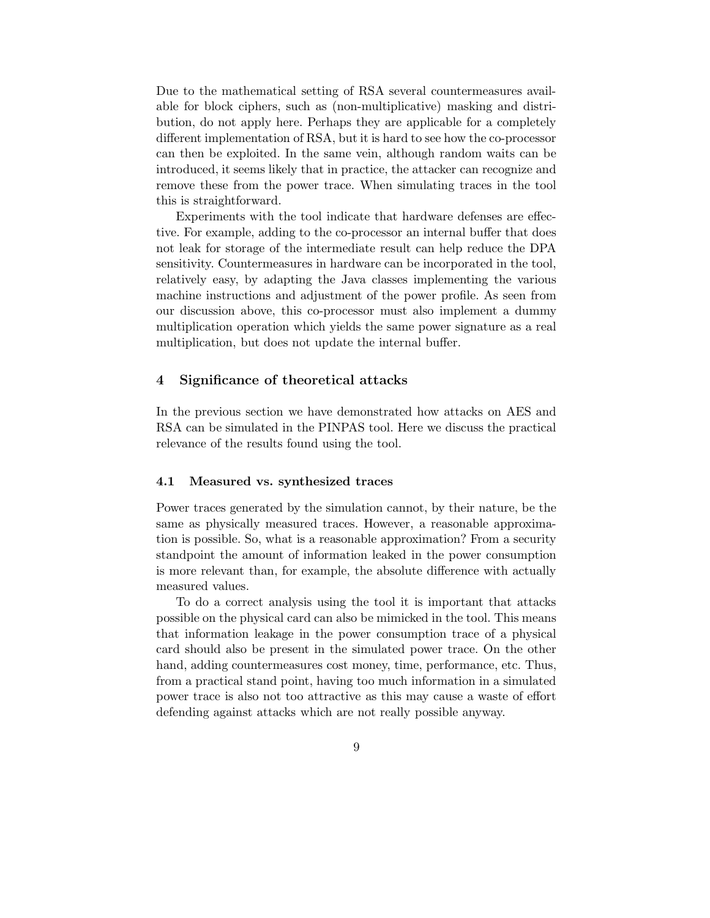Due to the mathematical setting of RSA several countermeasures available for block ciphers, such as (non-multiplicative) masking and distribution, do not apply here. Perhaps they are applicable for a completely different implementation of RSA, but it is hard to see how the co-processor can then be exploited. In the same vein, although random waits can be introduced, it seems likely that in practice, the attacker can recognize and remove these from the power trace. When simulating traces in the tool this is straightforward.

Experiments with the tool indicate that hardware defenses are effective. For example, adding to the co-processor an internal buffer that does not leak for storage of the intermediate result can help reduce the DPA sensitivity. Countermeasures in hardware can be incorporated in the tool, relatively easy, by adapting the Java classes implementing the various machine instructions and adjustment of the power profile. As seen from our discussion above, this co-processor must also implement a dummy multiplication operation which yields the same power signature as a real multiplication, but does not update the internal buffer.

## 4 Significance of theoretical attacks

In the previous section we have demonstrated how attacks on AES and RSA can be simulated in the PINPAS tool. Here we discuss the practical relevance of the results found using the tool.

### 4.1 Measured vs. synthesized traces

Power traces generated by the simulation cannot, by their nature, be the same as physically measured traces. However, a reasonable approximation is possible. So, what is a reasonable approximation? From a security standpoint the amount of information leaked in the power consumption is more relevant than, for example, the absolute difference with actually measured values.

To do a correct analysis using the tool it is important that attacks possible on the physical card can also be mimicked in the tool. This means that information leakage in the power consumption trace of a physical card should also be present in the simulated power trace. On the other hand, adding countermeasures cost money, time, performance, etc. Thus, from a practical stand point, having too much information in a simulated power trace is also not too attractive as this may cause a waste of effort defending against attacks which are not really possible anyway.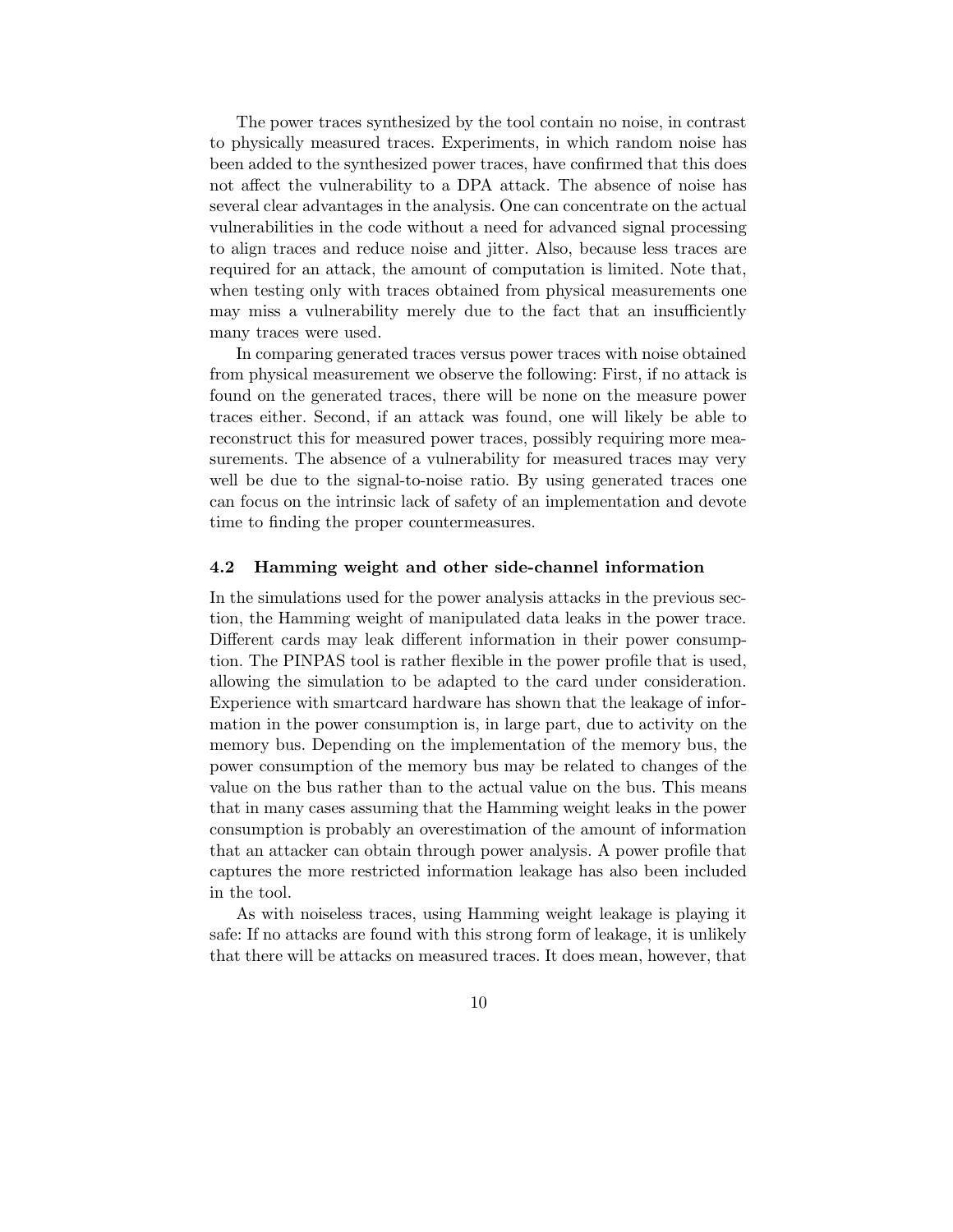The power traces synthesized by the tool contain no noise, in contrast to physically measured traces. Experiments, in which random noise has been added to the synthesized power traces, have confirmed that this does not affect the vulnerability to a DPA attack. The absence of noise has several clear advantages in the analysis. One can concentrate on the actual vulnerabilities in the code without a need for advanced signal processing to align traces and reduce noise and jitter. Also, because less traces are required for an attack, the amount of computation is limited. Note that, when testing only with traces obtained from physical measurements one may miss a vulnerability merely due to the fact that an insufficiently many traces were used.

In comparing generated traces versus power traces with noise obtained from physical measurement we observe the following: First, if no attack is found on the generated traces, there will be none on the measure power traces either. Second, if an attack was found, one will likely be able to reconstruct this for measured power traces, possibly requiring more measurements. The absence of a vulnerability for measured traces may very well be due to the signal-to-noise ratio. By using generated traces one can focus on the intrinsic lack of safety of an implementation and devote time to finding the proper countermeasures.

### 4.2 Hamming weight and other side-channel information

In the simulations used for the power analysis attacks in the previous section, the Hamming weight of manipulated data leaks in the power trace. Different cards may leak different information in their power consumption. The PINPAS tool is rather flexible in the power profile that is used, allowing the simulation to be adapted to the card under consideration. Experience with smartcard hardware has shown that the leakage of information in the power consumption is, in large part, due to activity on the memory bus. Depending on the implementation of the memory bus, the power consumption of the memory bus may be related to changes of the value on the bus rather than to the actual value on the bus. This means that in many cases assuming that the Hamming weight leaks in the power consumption is probably an overestimation of the amount of information that an attacker can obtain through power analysis. A power profile that captures the more restricted information leakage has also been included in the tool.

As with noiseless traces, using Hamming weight leakage is playing it safe: If no attacks are found with this strong form of leakage, it is unlikely that there will be attacks on measured traces. It does mean, however, that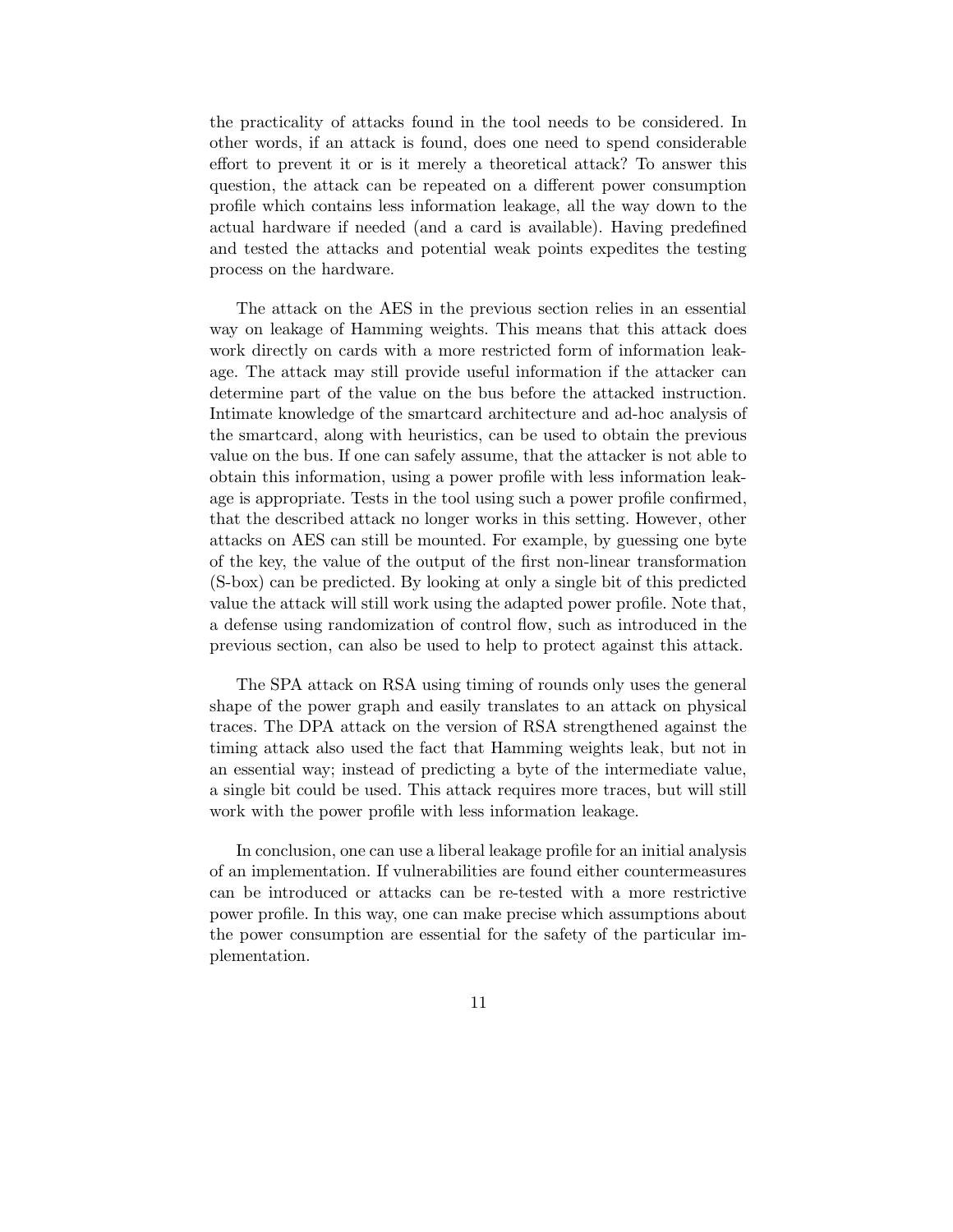the practicality of attacks found in the tool needs to be considered. In other words, if an attack is found, does one need to spend considerable effort to prevent it or is it merely a theoretical attack? To answer this question, the attack can be repeated on a different power consumption profile which contains less information leakage, all the way down to the actual hardware if needed (and a card is available). Having predefined and tested the attacks and potential weak points expedites the testing process on the hardware.

The attack on the AES in the previous section relies in an essential way on leakage of Hamming weights. This means that this attack does work directly on cards with a more restricted form of information leakage. The attack may still provide useful information if the attacker can determine part of the value on the bus before the attacked instruction. Intimate knowledge of the smartcard architecture and ad-hoc analysis of the smartcard, along with heuristics, can be used to obtain the previous value on the bus. If one can safely assume, that the attacker is not able to obtain this information, using a power profile with less information leakage is appropriate. Tests in the tool using such a power profile confirmed, that the described attack no longer works in this setting. However, other attacks on AES can still be mounted. For example, by guessing one byte of the key, the value of the output of the first non-linear transformation (S-box) can be predicted. By looking at only a single bit of this predicted value the attack will still work using the adapted power profile. Note that, a defense using randomization of control flow, such as introduced in the previous section, can also be used to help to protect against this attack.

The SPA attack on RSA using timing of rounds only uses the general shape of the power graph and easily translates to an attack on physical traces. The DPA attack on the version of RSA strengthened against the timing attack also used the fact that Hamming weights leak, but not in an essential way; instead of predicting a byte of the intermediate value, a single bit could be used. This attack requires more traces, but will still work with the power profile with less information leakage.

In conclusion, one can use a liberal leakage profile for an initial analysis of an implementation. If vulnerabilities are found either countermeasures can be introduced or attacks can be re-tested with a more restrictive power profile. In this way, one can make precise which assumptions about the power consumption are essential for the safety of the particular implementation.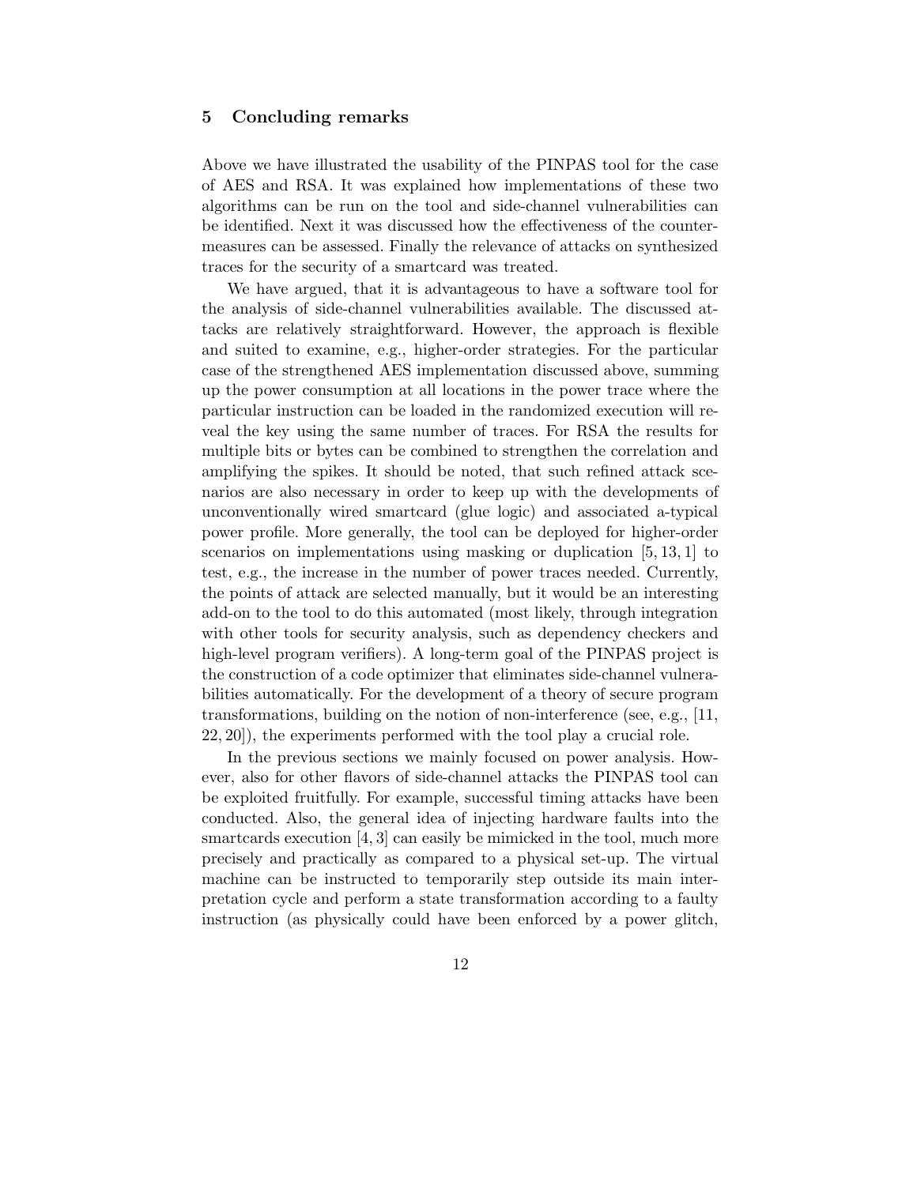## 5 Concluding remarks

Above we have illustrated the usability of the PINPAS tool for the case of AES and RSA. It was explained how implementations of these two algorithms can be run on the tool and side-channel vulnerabilities can be identified. Next it was discussed how the effectiveness of the countermeasures can be assessed. Finally the relevance of attacks on synthesized traces for the security of a smartcard was treated.

We have argued, that it is advantageous to have a software tool for the analysis of side-channel vulnerabilities available. The discussed attacks are relatively straightforward. However, the approach is flexible and suited to examine, e.g., higher-order strategies. For the particular case of the strengthened AES implementation discussed above, summing up the power consumption at all locations in the power trace where the particular instruction can be loaded in the randomized execution will reveal the key using the same number of traces. For RSA the results for multiple bits or bytes can be combined to strengthen the correlation and amplifying the spikes. It should be noted, that such refined attack scenarios are also necessary in order to keep up with the developments of unconventionally wired smartcard (glue logic) and associated a-typical power profile. More generally, the tool can be deployed for higher-order scenarios on implementations using masking or duplication [5, 13, 1] to test, e.g., the increase in the number of power traces needed. Currently, the points of attack are selected manually, but it would be an interesting add-on to the tool to do this automated (most likely, through integration with other tools for security analysis, such as dependency checkers and high-level program verifiers). A long-term goal of the PINPAS project is the construction of a code optimizer that eliminates side-channel vulnerabilities automatically. For the development of a theory of secure program transformations, building on the notion of non-interference (see, e.g., [11, 22, 20]), the experiments performed with the tool play a crucial role.

In the previous sections we mainly focused on power analysis. However, also for other flavors of side-channel attacks the PINPAS tool can be exploited fruitfully. For example, successful timing attacks have been conducted. Also, the general idea of injecting hardware faults into the smartcards execution [4, 3] can easily be mimicked in the tool, much more precisely and practically as compared to a physical set-up. The virtual machine can be instructed to temporarily step outside its main interpretation cycle and perform a state transformation according to a faulty instruction (as physically could have been enforced by a power glitch,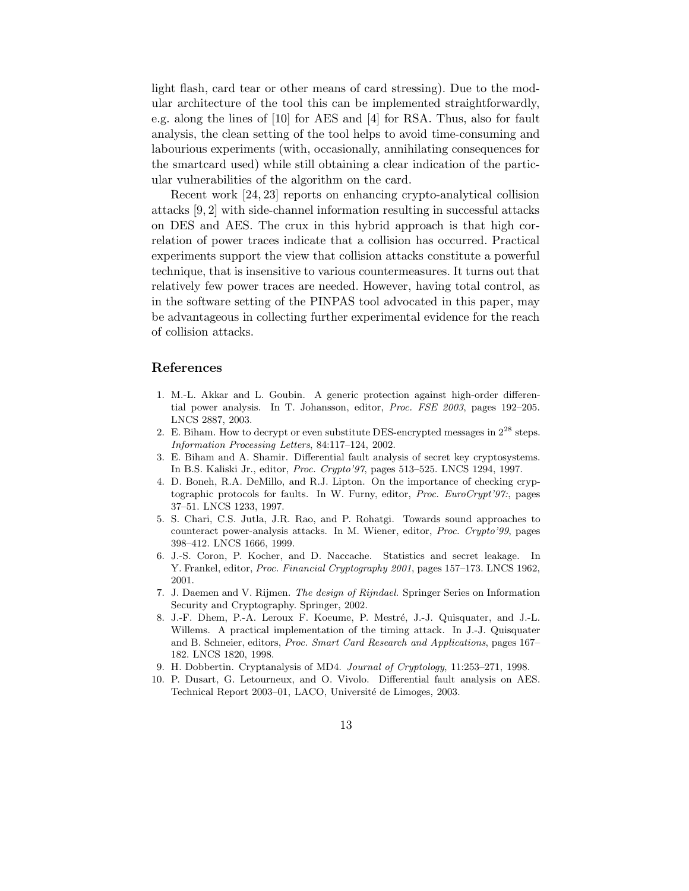light flash, card tear or other means of card stressing). Due to the modular architecture of the tool this can be implemented straightforwardly, e.g. along the lines of [10] for AES and [4] for RSA. Thus, also for fault analysis, the clean setting of the tool helps to avoid time-consuming and labourious experiments (with, occasionally, annihilating consequences for the smartcard used) while still obtaining a clear indication of the particular vulnerabilities of the algorithm on the card.

Recent work [24, 23] reports on enhancing crypto-analytical collision attacks [9, 2] with side-channel information resulting in successful attacks on DES and AES. The crux in this hybrid approach is that high correlation of power traces indicate that a collision has occurred. Practical experiments support the view that collision attacks constitute a powerful technique, that is insensitive to various countermeasures. It turns out that relatively few power traces are needed. However, having total control, as in the software setting of the PINPAS tool advocated in this paper, may be advantageous in collecting further experimental evidence for the reach of collision attacks.

## References

1. M.-L. Akkar and L. Goubin. A generic protection against high-order differential power analysis. In T. Johansson, editor, *Proc. FSE 2003*, pages 192–205. LNCS 2887, 2003.
2. E. Biham. How to decrypt or even substitute DES-encrypted messages in $2^{28}$ steps. *Information Processing Letters*, 84:117–124, 2002.
3. E. Biham and A. Shamir. Differential fault analysis of secret key cryptosystems. In B.S. Kaliski Jr., editor, *Proc. Crypto'97*, pages 513–525. LNCS 1294, 1997.
4. D. Boneh, R.A. DeMillo, and R.J. Lipton. On the importance of checking cryptographic protocols for faults. In W. Furny, editor, *Proc. EuroCrypt'97:*, pages 37–51. LNCS 1233, 1997.
5. S. Chari, C.S. Jutla, J.R. Rao, and P. Rohatgi. Towards sound approaches to counteract power-analysis attacks. In M. Wiener, editor, *Proc. Crypto'99*, pages 398–412. LNCS 1666, 1999.
6. J.-S. Coron, P. Kocher, and D. Naccache. Statistics and secret leakage. In Y. Frankel, editor, *Proc. Financial Cryptography 2001*, pages 157–173. LNCS 1962, 2001.
7. J. Daemen and V. Rijmen. *The design of Rijndael*. Springer Series on Information Security and Cryptography. Springer, 2002.
8. J.-F. Dhem, P.-A. Leroux F. Koeume, P. Mestré, J.-J. Quisquater, and J.-L. Willems. A practical implementation of the timing attack. In J.-J. Quisquater and B. Schneier, editors, *Proc. Smart Card Research and Applications*, pages 167–182. LNCS 1820, 1998.
9. H. Dobbertin. Cryptanalysis of MD4. *Journal of Cryptology*, 11:253–271, 1998.
10. P. Dusart, G. Letourneux, and O. Vivolo. Differential fault analysis on AES. Technical Report 2003–01, LACO, Université de Limoges, 2003.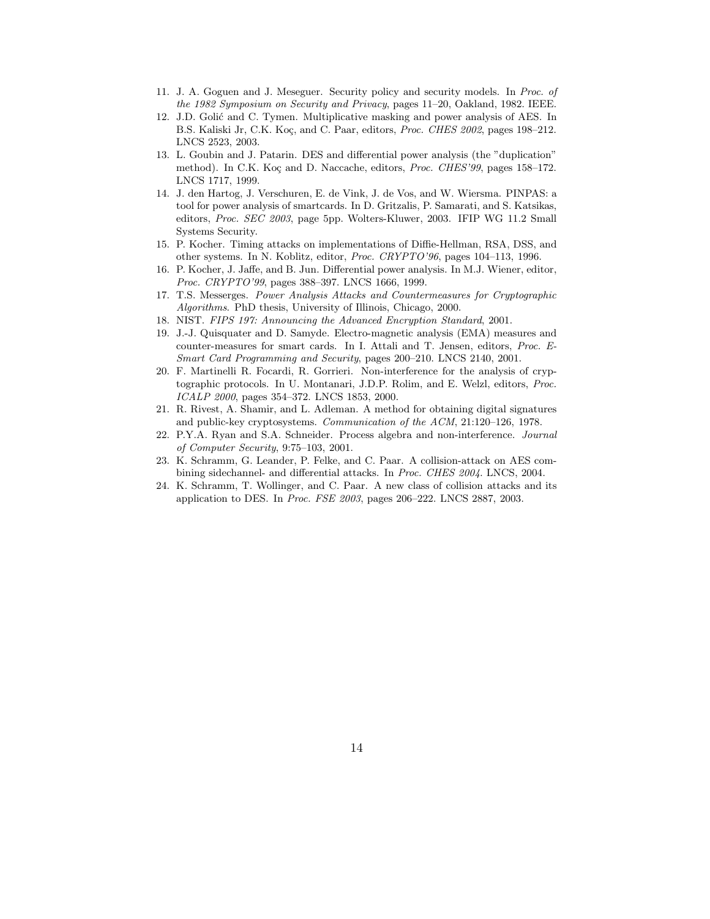11. J. A. Goguen and J. Meseguer. Security policy and security models. In *Proc. of the 1982 Symposium on Security and Privacy*, pages 11–20, Oakland, 1982. IEEE.
12. J.D. Golić and C. Tymen. Multiplicative masking and power analysis of AES. In B.S. Kaliski Jr, C.K. Koç, and C. Paar, editors, *Proc. CHES 2002*, pages 198–212. LNCS 2523, 2003.
13. L. Goubin and J. Patarin. DES and differential power analysis (the "duplication" method). In C.K. Koç and D. Naccache, editors, *Proc. CHES'99*, pages 158–172. LNCS 1717, 1999.
14. J. den Hartog, J. Verschuren, E. de Vink, J. de Vos, and W. Wiersma. PINPAS: a tool for power analysis of smartcards. In D. Gritzalis, P. Samarati, and S. Katsikas, editors, *Proc. SEC 2003*, page 5pp. Wolters-Kluwer, 2003. IFIP WG 11.2 Small Systems Security.
15. P. Kocher. Timing attacks on implementations of Diffie-Hellman, RSA, DSS, and other systems. In N. Koblitz, editor, *Proc. CRYPTO'96*, pages 104–113, 1996.
16. P. Kocher, J. Jaffe, and B. Jun. Differential power analysis. In M.J. Wiener, editor, *Proc. CRYPTO'99*, pages 388–397. LNCS 1666, 1999.
17. T.S. Messerges. *Power Analysis Attacks and Countermeasures for Cryptographic Algorithms*. PhD thesis, University of Illinois, Chicago, 2000.
18. NIST. *FIPS 197: Announcing the Advanced Encryption Standard*, 2001.
19. J.-J. Quisquater and D. Samyde. Electro-magnetic analysis (EMA) measures and counter-measures for smart cards. In I. Attali and T. Jensen, editors, *Proc. E-Smart Card Programming and Security*, pages 200–210. LNCS 2140, 2001.
20. F. Martinelli R. Focardi, R. Gorrieri. Non-interference for the analysis of cryptographic protocols. In U. Montanari, J.D.P. Rolim, and E. Welzl, editors, *Proc. ICALP 2000*, pages 354–372. LNCS 1853, 2000.
21. R. Rivest, A. Shamir, and L. Adleman. A method for obtaining digital signatures and public-key cryptosystems. *Communication of the ACM*, 21:120–126, 1978.
22. P.Y.A. Ryan and S.A. Schneider. Process algebra and non-interference. *Journal of Computer Security*, 9:75–103, 2001.
23. K. Schramm, G. Leander, P. Felke, and C. Paar. A collision-attack on AES combining sidechannel- and differential attacks. In *Proc. CHES 2004*. LNCS, 2004.
24. K. Schramm, T. Wollinger, and C. Paar. A new class of collision attacks and its application to DES. In *Proc. FSE 2003*, pages 206–222. LNCS 2887, 2003.